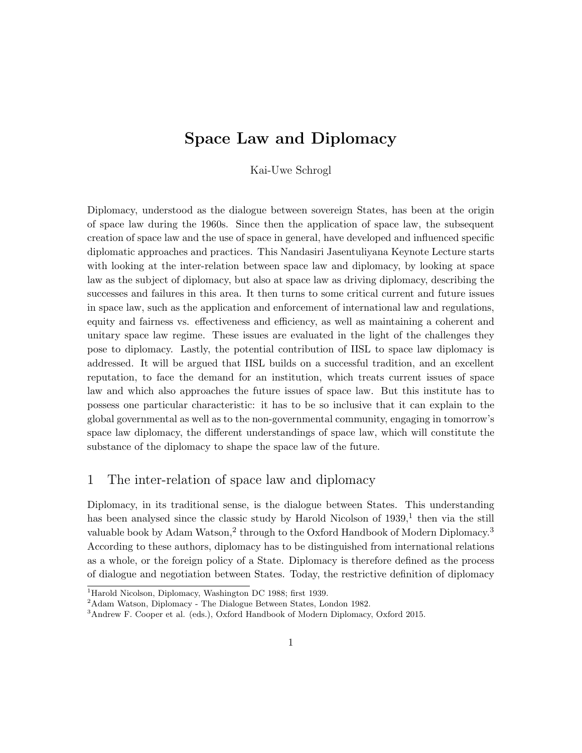# Space Law and Diplomacy

Kai-Uwe Schrogl

Diplomacy, understood as the dialogue between sovereign States, has been at the origin of space law during the 1960s. Since then the application of space law, the subsequent creation of space law and the use of space in general, have developed and influenced specific diplomatic approaches and practices. This Nandasiri Jasentuliyana Keynote Lecture starts with looking at the inter-relation between space law and diplomacy, by looking at space law as the subject of diplomacy, but also at space law as driving diplomacy, describing the successes and failures in this area. It then turns to some critical current and future issues in space law, such as the application and enforcement of international law and regulations, equity and fairness vs. effectiveness and efficiency, as well as maintaining a coherent and unitary space law regime. These issues are evaluated in the light of the challenges they pose to diplomacy. Lastly, the potential contribution of IISL to space law diplomacy is addressed. It will be argued that IISL builds on a successful tradition, and an excellent reputation, to face the demand for an institution, which treats current issues of space law and which also approaches the future issues of space law. But this institute has to possess one particular characteristic: it has to be so inclusive that it can explain to the global governmental as well as to the non-governmental community, engaging in tomorrow's space law diplomacy, the different understandings of space law, which will constitute the substance of the diplomacy to shape the space law of the future.

## 1 The inter-relation of space law and diplomacy

Diplomacy, in its traditional sense, is the dialogue between States. This understanding has been analysed since the classic study by Harold Nicolson of 1939,[1] then via the still valuable book by Adam Watson,[2] through to the Oxford Handbook of Modern Diplomacy.[3] According to these authors, diplomacy has to be distinguished from international relations as a whole, or the foreign policy of a State. Diplomacy is therefore defined as the process of dialogue and negotiation between States. Today, the restrictive definition of diplomacy

[1] Harold Nicolson, Diplomacy, Washington DC 1988; first 1939.

[2] Adam Watson, Diplomacy - The Dialogue Between States, London 1982.

[3] Andrew F. Cooper et al. (eds.), Oxford Handbook of Modern Diplomacy, Oxford 2015.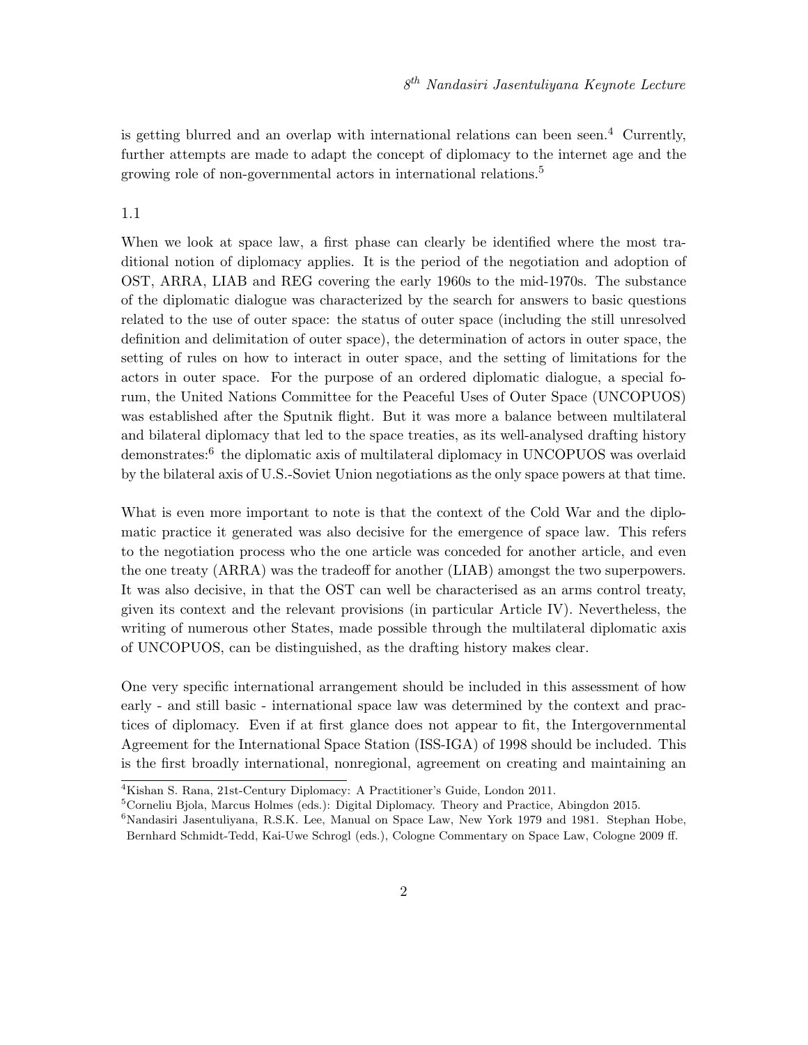is getting blurred and an overlap with international relations can been seen.[4] Currently, further attempts are made to adapt the concept of diplomacy to the internet age and the growing role of non-governmental actors in international relations.[5]

1.1

When we look at space law, a first phase can clearly be identified where the most traditional notion of diplomacy applies. It is the period of the negotiation and adoption of OST, ARRA, LIAB and REG covering the early 1960s to the mid-1970s. The substance of the diplomatic dialogue was characterized by the search for answers to basic questions related to the use of outer space: the status of outer space (including the still unresolved definition and delimitation of outer space), the determination of actors in outer space, the setting of rules on how to interact in outer space, and the setting of limitations for the actors in outer space. For the purpose of an ordered diplomatic dialogue, a special forum, the United Nations Committee for the Peaceful Uses of Outer Space (UNCOPUOS) was established after the Sputnik flight. But it was more a balance between multilateral and bilateral diplomacy that led to the space treaties, as its well-analysed drafting history demonstrates:[6] the diplomatic axis of multilateral diplomacy in UNCOPUOS was overlaid by the bilateral axis of U.S.-Soviet Union negotiations as the only space powers at that time.

What is even more important to note is that the context of the Cold War and the diplomatic practice it generated was also decisive for the emergence of space law. This refers to the negotiation process who the one article was conceded for another article, and even the one treaty (ARRA) was the tradeoff for another (LIAB) amongst the two superpowers. It was also decisive, in that the OST can well be characterised as an arms control treaty, given its context and the relevant provisions (in particular Article IV). Nevertheless, the writing of numerous other States, made possible through the multilateral diplomatic axis of UNCOPUOS, can be distinguished, as the drafting history makes clear.

One very specific international arrangement should be included in this assessment of how early - and still basic - international space law was determined by the context and practices of diplomacy. Even if at first glance does not appear to fit, the Intergovernmental Agreement for the International Space Station (ISS-IGA) of 1998 should be included. This is the first broadly international, nonregional, agreement on creating and maintaining an

[4] Kishan S. Rana, 21st-Century Diplomacy: A Practitioner's Guide, London 2011.

[5] Corneliu Bjola, Marcus Holmes (eds.): Digital Diplomacy. Theory and Practice, Abingdon 2015.

[6] Nandasiri Jasentuliyana, R.S.K. Lee, Manual on Space Law, New York 1979 and 1981. Stephan Hobe, Bernhard Schmidt-Tedd, Kai-Uwe Schrogl (eds.), Cologne Commentary on Space Law, Cologne 2009 ff.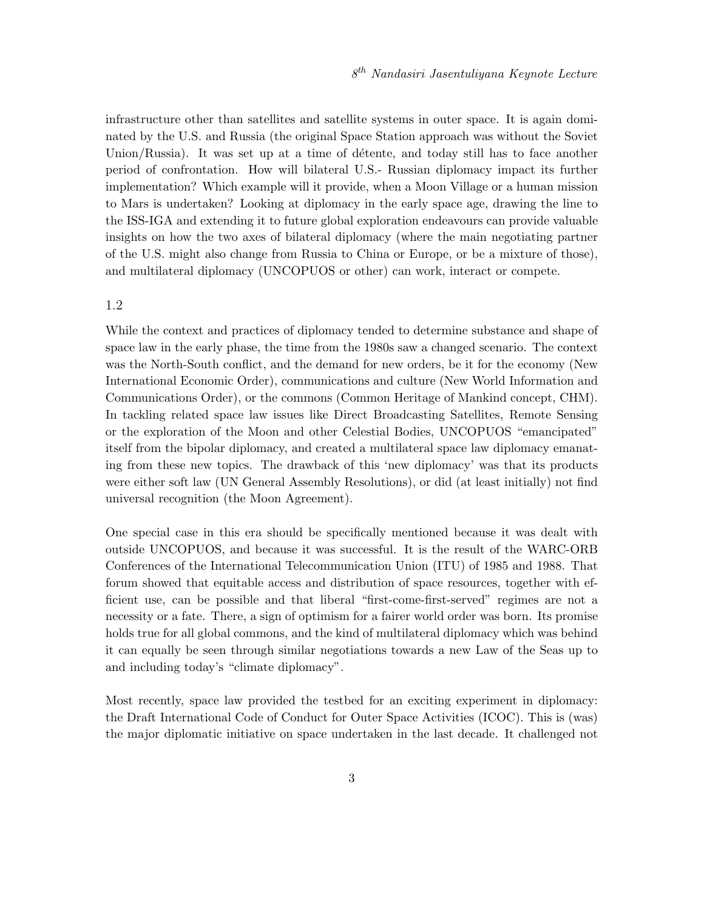infrastructure other than satellites and satellite systems in outer space. It is again dominated by the U.S. and Russia (the original Space Station approach was without the Soviet Union/Russia). It was set up at a time of détente, and today still has to face another period of confrontation. How will bilateral U.S.- Russian diplomacy impact its further implementation? Which example will it provide, when a Moon Village or a human mission to Mars is undertaken? Looking at diplomacy in the early space age, drawing the line to the ISS-IGA and extending it to future global exploration endeavours can provide valuable insights on how the two axes of bilateral diplomacy (where the main negotiating partner of the U.S. might also change from Russia to China or Europe, or be a mixture of those), and multilateral diplomacy (UNCOPUOS or other) can work, interact or compete.

1.2

While the context and practices of diplomacy tended to determine substance and shape of space law in the early phase, the time from the 1980s saw a changed scenario. The context was the North-South conflict, and the demand for new orders, be it for the economy (New International Economic Order), communications and culture (New World Information and Communications Order), or the commons (Common Heritage of Mankind concept, CHM). In tackling related space law issues like Direct Broadcasting Satellites, Remote Sensing or the exploration of the Moon and other Celestial Bodies, UNCOPUOS "emancipated" itself from the bipolar diplomacy, and created a multilateral space law diplomacy emanating from these new topics. The drawback of this 'new diplomacy' was that its products were either soft law (UN General Assembly Resolutions), or did (at least initially) not find universal recognition (the Moon Agreement).

One special case in this era should be specifically mentioned because it was dealt with outside UNCOPUOS, and because it was successful. It is the result of the WARC-ORB Conferences of the International Telecommunication Union (ITU) of 1985 and 1988. That forum showed that equitable access and distribution of space resources, together with efficient use, can be possible and that liberal "first-come-first-served" regimes are not a necessity or a fate. There, a sign of optimism for a fairer world order was born. Its promise holds true for all global commons, and the kind of multilateral diplomacy which was behind it can equally be seen through similar negotiations towards a new Law of the Seas up to and including today's "climate diplomacy".

Most recently, space law provided the testbed for an exciting experiment in diplomacy: the Draft International Code of Conduct for Outer Space Activities (ICOC). This is (was) the major diplomatic initiative on space undertaken in the last decade. It challenged not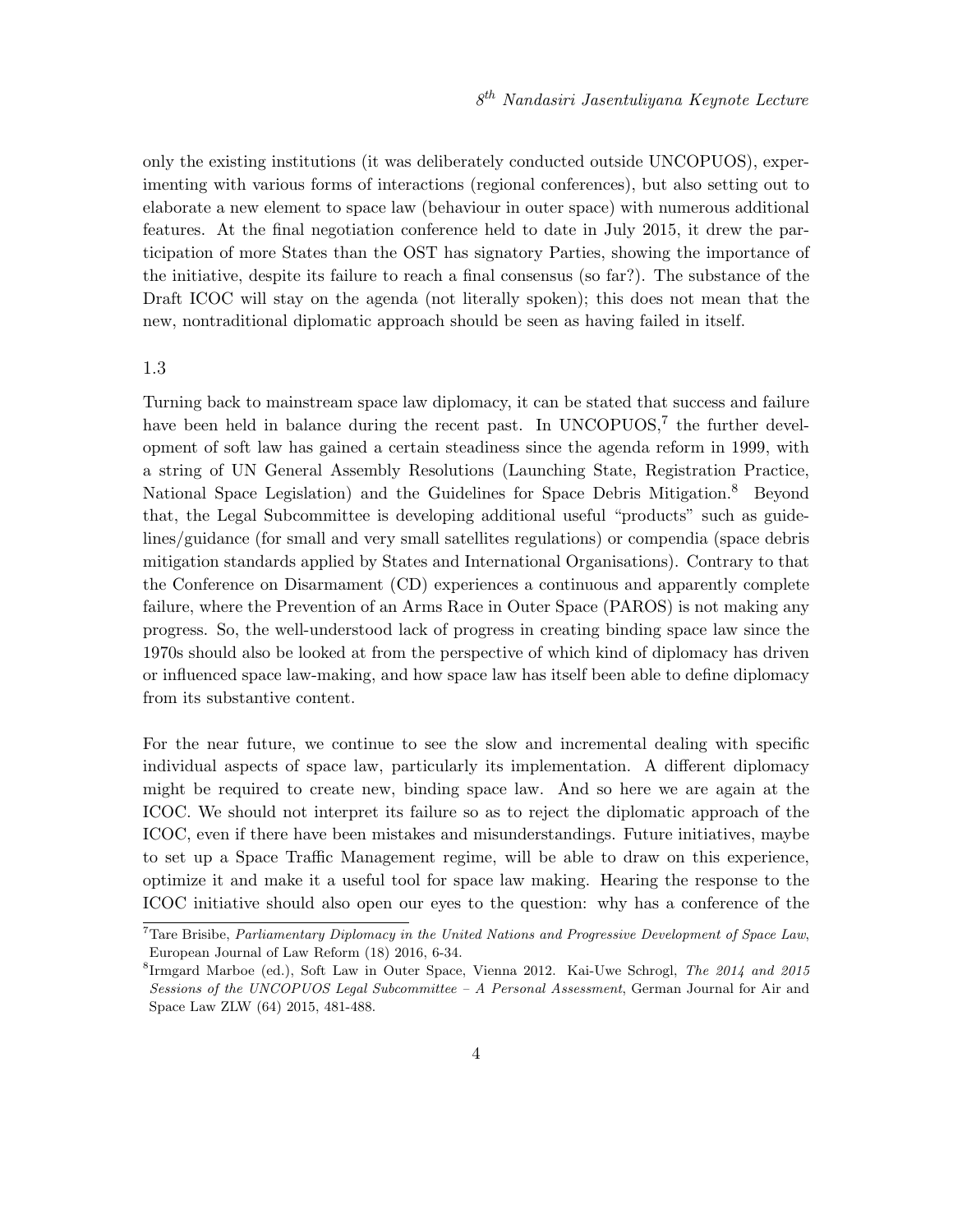only the existing institutions (it was deliberately conducted outside UNCOPUOS), experimenting with various forms of interactions (regional conferences), but also setting out to elaborate a new element to space law (behaviour in outer space) with numerous additional features. At the final negotiation conference held to date in July 2015, it drew the participation of more States than the OST has signatory Parties, showing the importance of the initiative, despite its failure to reach a final consensus (so far?). The substance of the Draft ICOC will stay on the agenda (not literally spoken); this does not mean that the new, nontraditional diplomatic approach should be seen as having failed in itself.

1.3

Turning back to mainstream space law diplomacy, it can be stated that success and failure have been held in balance during the recent past. In UNCOPUOS,[7] the further development of soft law has gained a certain steadiness since the agenda reform in 1999, with a string of UN General Assembly Resolutions (Launching State, Registration Practice, National Space Legislation) and the Guidelines for Space Debris Mitigation.[8] Beyond that, the Legal Subcommittee is developing additional useful "products" such as guidelines/guidance (for small and very small satellites regulations) or compendia (space debris mitigation standards applied by States and International Organisations). Contrary to that the Conference on Disarmament (CD) experiences a continuous and apparently complete failure, where the Prevention of an Arms Race in Outer Space (PAROS) is not making any progress. So, the well-understood lack of progress in creating binding space law since the 1970s should also be looked at from the perspective of which kind of diplomacy has driven or influenced space law-making, and how space law has itself been able to define diplomacy from its substantive content.

For the near future, we continue to see the slow and incremental dealing with specific individual aspects of space law, particularly its implementation. A different diplomacy might be required to create new, binding space law. And so here we are again at the ICOC. We should not interpret its failure so as to reject the diplomatic approach of the ICOC, even if there have been mistakes and misunderstandings. Future initiatives, maybe to set up a Space Traffic Management regime, will be able to draw on this experience, optimize it and make it a useful tool for space law making. Hearing the response to the ICOC initiative should also open our eyes to the question: why has a conference of the

[7] Tare Brisibe, *Parliamentary Diplomacy in the United Nations and Progressive Development of Space Law*, European Journal of Law Reform (18) 2016, 6-34.

[8] Irmgard Marboe (ed.), Soft Law in Outer Space, Vienna 2012. Kai-Uwe Schrogl, *The 2014 and 2015 Sessions of the UNCOPUOS Legal Subcommittee – A Personal Assessment*, German Journal for Air and Space Law ZLW (64) 2015, 481-488.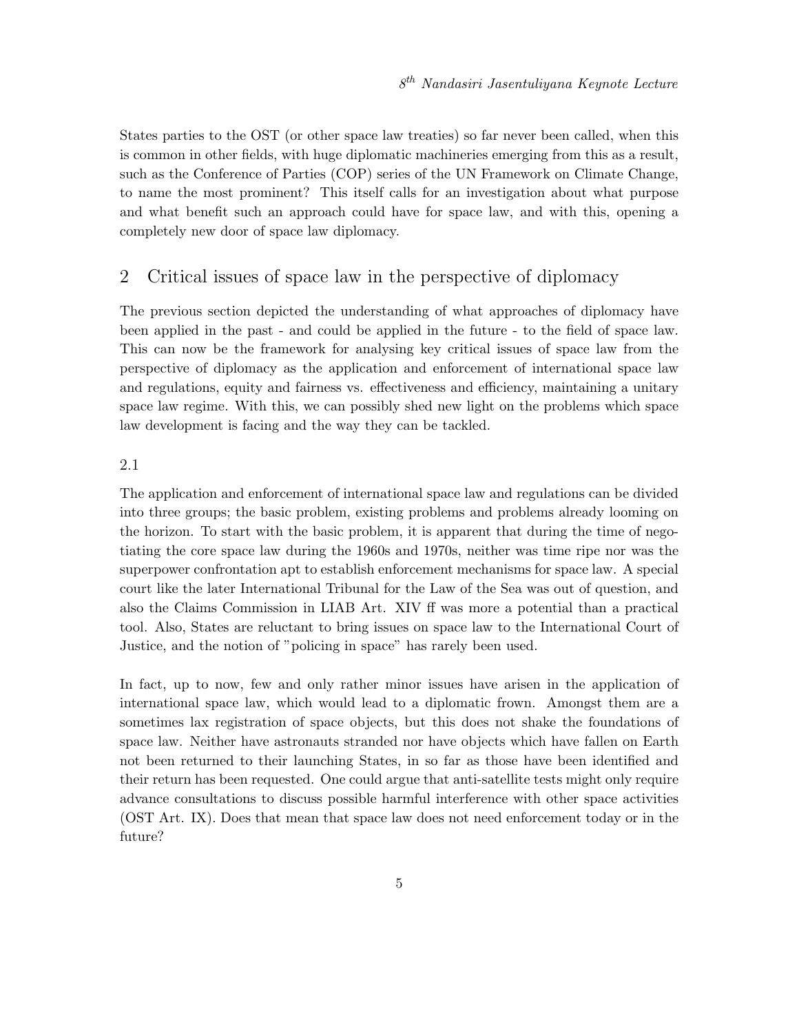States parties to the OST (or other space law treaties) so far never been called, when this is common in other fields, with huge diplomatic machineries emerging from this as a result, such as the Conference of Parties (COP) series of the UN Framework on Climate Change, to name the most prominent? This itself calls for an investigation about what purpose and what benefit such an approach could have for space law, and with this, opening a completely new door of space law diplomacy.

## 2 Critical issues of space law in the perspective of diplomacy

The previous section depicted the understanding of what approaches of diplomacy have been applied in the past - and could be applied in the future - to the field of space law. This can now be the framework for analysing key critical issues of space law from the perspective of diplomacy as the application and enforcement of international space law and regulations, equity and fairness vs. effectiveness and efficiency, maintaining a unitary space law regime. With this, we can possibly shed new light on the problems which space law development is facing and the way they can be tackled.

### 2.1

The application and enforcement of international space law and regulations can be divided into three groups; the basic problem, existing problems and problems already looming on the horizon. To start with the basic problem, it is apparent that during the time of negotiating the core space law during the 1960s and 1970s, neither was time ripe nor was the superpower confrontation apt to establish enforcement mechanisms for space law. A special court like the later International Tribunal for the Law of the Sea was out of question, and also the Claims Commission in LIAB Art. XIV ff was more a potential than a practical tool. Also, States are reluctant to bring issues on space law to the International Court of Justice, and the notion of "policing in space" has rarely been used.

In fact, up to now, few and only rather minor issues have arisen in the application of international space law, which would lead to a diplomatic frown. Amongst them are a sometimes lax registration of space objects, but this does not shake the foundations of space law. Neither have astronauts stranded nor have objects which have fallen on Earth not been returned to their launching States, in so far as those have been identified and their return has been requested. One could argue that anti-satellite tests might only require advance consultations to discuss possible harmful interference with other space activities (OST Art. IX). Does that mean that space law does not need enforcement today or in the future?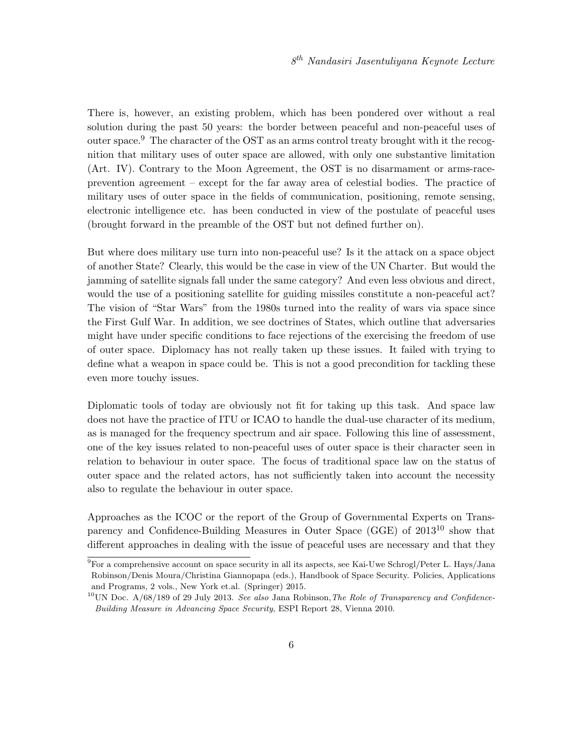There is, however, an existing problem, which has been pondered over without a real solution during the past 50 years: the border between peaceful and non-peaceful uses of outer space.[9] The character of the OST as an arms control treaty brought with it the recognition that military uses of outer space are allowed, with only one substantive limitation (Art. IV). Contrary to the Moon Agreement, the OST is no disarmament or arms-race-prevention agreement – except for the far away area of celestial bodies. The practice of military uses of outer space in the fields of communication, positioning, remote sensing, electronic intelligence etc. has been conducted in view of the postulate of peaceful uses (brought forward in the preamble of the OST but not defined further on).

But where does military use turn into non-peaceful use? Is it the attack on a space object of another State? Clearly, this would be the case in view of the UN Charter. But would the jamming of satellite signals fall under the same category? And even less obvious and direct, would the use of a positioning satellite for guiding missiles constitute a non-peaceful act? The vision of "Star Wars" from the 1980s turned into the reality of wars via space since the First Gulf War. In addition, we see doctrines of States, which outline that adversaries might have under specific conditions to face rejections of the exercising the freedom of use of outer space. Diplomacy has not really taken up these issues. It failed with trying to define what a weapon in space could be. This is not a good precondition for tackling these even more touchy issues.

Diplomatic tools of today are obviously not fit for taking up this task. And space law does not have the practice of ITU or ICAO to handle the dual-use character of its medium, as is managed for the frequency spectrum and air space. Following this line of assessment, one of the key issues related to non-peaceful uses of outer space is their character seen in relation to behaviour in outer space. The focus of traditional space law on the status of outer space and the related actors, has not sufficiently taken into account the necessity also to regulate the behaviour in outer space.

Approaches as the ICOC or the report of the Group of Governmental Experts on Transparency and Confidence-Building Measures in Outer Space (GGE) of 2013[10] show that different approaches in dealing with the issue of peaceful uses are necessary and that they

---

[9] For a comprehensive account on space security in all its aspects, see Kai-Uwe Schrogl/Peter L. Hays/Jana Robinson/Denis Moura/Christina Giannopapa (eds.), Handbook of Space Security. Policies, Applications and Programs, 2 vols., New York et.al. (Springer) 2015.

[10] UN Doc. A/68/189 of 29 July 2013. *See also* Jana Robinson, *The Role of Transparency and Confidence-Building Measure in Advancing Space Security*, ESPI Report 28, Vienna 2010.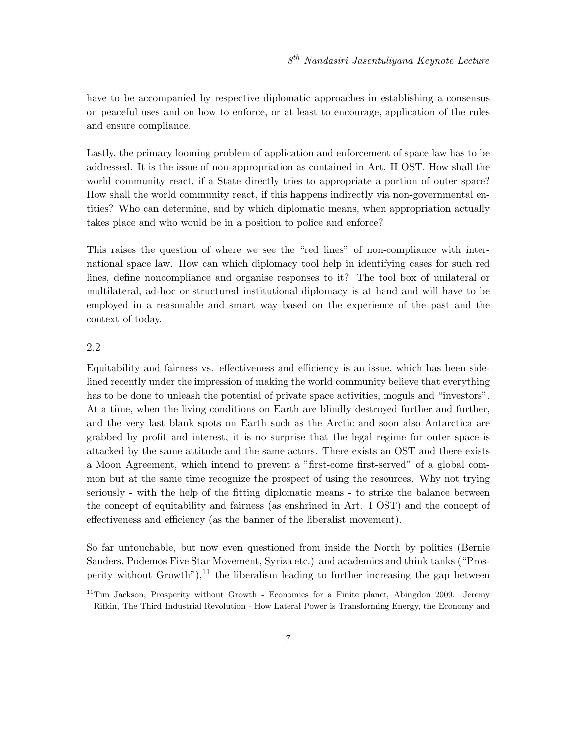have to be accompanied by respective diplomatic approaches in establishing a consensus on peaceful uses and on how to enforce, or at least to encourage, application of the rules and ensure compliance.

Lastly, the primary looming problem of application and enforcement of space law has to be addressed. It is the issue of non-appropriation as contained in Art. II OST. How shall the world community react, if a State directly tries to appropriate a portion of outer space? How shall the world community react, if this happens indirectly via non-governmental entities? Who can determine, and by which diplomatic means, when appropriation actually takes place and who would be in a position to police and enforce?

This raises the question of where we see the "red lines" of non-compliance with international space law. How can which diplomacy tool help in identifying cases for such red lines, define noncompliance and organise responses to it? The tool box of unilateral or multilateral, ad-hoc or structured institutional diplomacy is at hand and will have to be employed in a reasonable and smart way based on the experience of the past and the context of today.

2.2

Equitability and fairness vs. effectiveness and efficiency is an issue, which has been sidelined recently under the impression of making the world community believe that everything has to be done to unleash the potential of private space activities, moguls and "investors". At a time, when the living conditions on Earth are blindly destroyed further and further, and the very last blank spots on Earth such as the Arctic and soon also Antarctica are grabbed by profit and interest, it is no surprise that the legal regime for outer space is attacked by the same attitude and the same actors. There exists an OST and there exists a Moon Agreement, which intend to prevent a "first-come first-served" of a global common but at the same time recognize the prospect of using the resources. Why not trying seriously - with the help of the fitting diplomatic means - to strike the balance between the concept of equitability and fairness (as enshrined in Art. I OST) and the concept of effectiveness and efficiency (as the banner of the liberalist movement).

So far untouchable, but now even questioned from inside the North by politics (Bernie Sanders, Podemos Five Star Movement, Syriza etc.) and academics and think tanks ("Prosperity without Growth"),[11] the liberalism leading to further increasing the gap between

[11] Tim Jackson, Prosperity without Growth - Economics for a Finite planet, Abingdon 2009. Jeremy Rifkin, The Third Industrial Revolution - How Lateral Power is Transforming Energy, the Economy and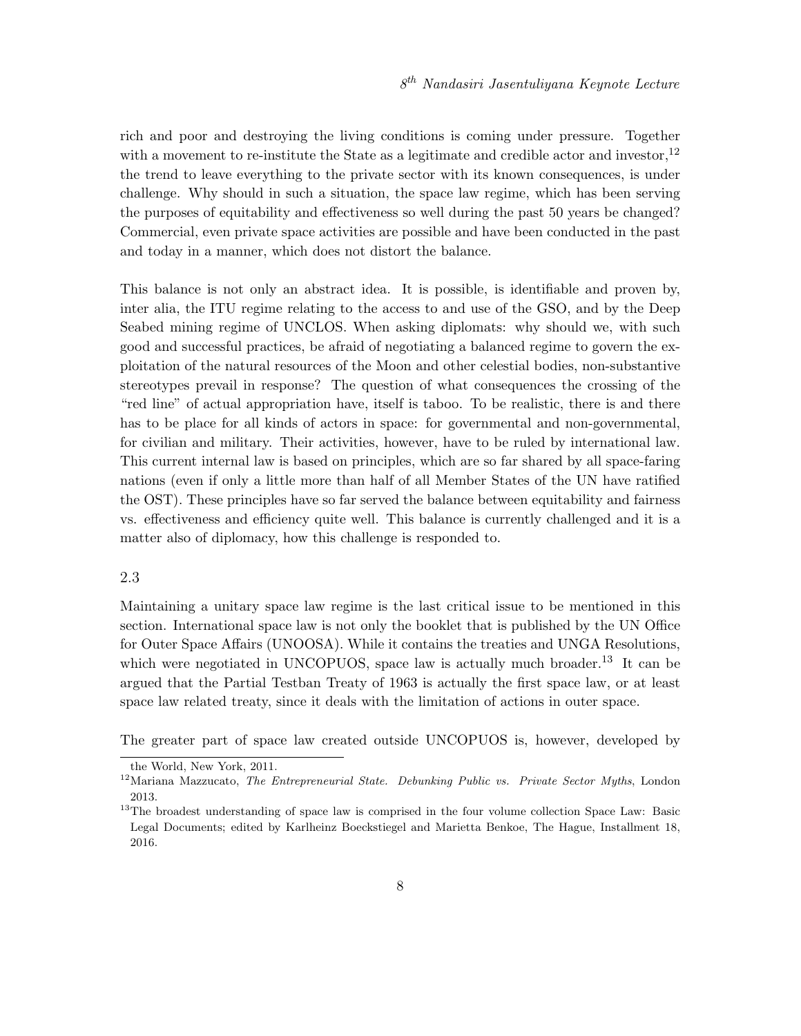rich and poor and destroying the living conditions is coming under pressure. Together with a movement to re-institute the State as a legitimate and credible actor and investor,[12] the trend to leave everything to the private sector with its known consequences, is under challenge. Why should in such a situation, the space law regime, which has been serving the purposes of equitability and effectiveness so well during the past 50 years be changed? Commercial, even private space activities are possible and have been conducted in the past and today in a manner, which does not distort the balance.

This balance is not only an abstract idea. It is possible, is identifiable and proven by, inter alia, the ITU regime relating to the access to and use of the GSO, and by the Deep Seabed mining regime of UNCLOS. When asking diplomats: why should we, with such good and successful practices, be afraid of negotiating a balanced regime to govern the exploitation of the natural resources of the Moon and other celestial bodies, non-substantive stereotypes prevail in response? The question of what consequences the crossing of the "red line" of actual appropriation have, itself is taboo. To be realistic, there is and there has to be place for all kinds of actors in space: for governmental and non-governmental, for civilian and military. Their activities, however, have to be ruled by international law. This current internal law is based on principles, which are so far shared by all space-faring nations (even if only a little more than half of all Member States of the UN have ratified the OST). These principles have so far served the balance between equitability and fairness vs. effectiveness and efficiency quite well. This balance is currently challenged and it is a matter also of diplomacy, how this challenge is responded to.

2.3

Maintaining a unitary space law regime is the last critical issue to be mentioned in this section. International space law is not only the booklet that is published by the UN Office for Outer Space Affairs (UNOOSA). While it contains the treaties and UNGA Resolutions, which were negotiated in UNCOPUOS, space law is actually much broader.[13] It can be argued that the Partial Testban Treaty of 1963 is actually the first space law, or at least space law related treaty, since it deals with the limitation of actions in outer space.

The greater part of space law created outside UNCOPUOS is, however, developed by

the World, New York, 2011.

[12] Mariana Mazzucato, *The Entrepreneurial State. Debunking Public vs. Private Sector Myths*, London 2013.

[13] The broadest understanding of space law is comprised in the four volume collection Space Law: Basic Legal Documents; edited by Karlheinz Boeckstiegel and Marietta Benkoe, The Hague, Installment 18, 2016.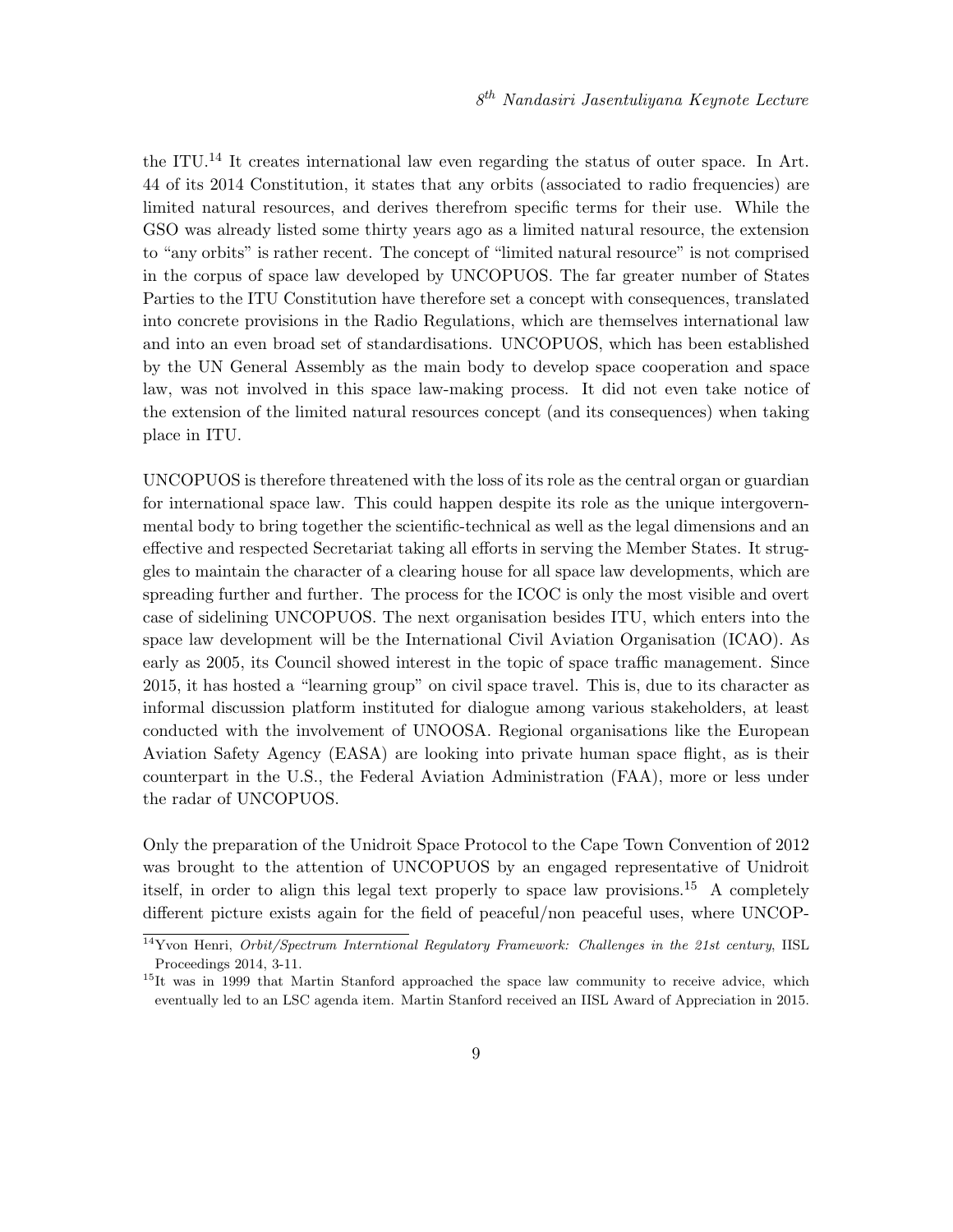the ITU.[14] It creates international law even regarding the status of outer space. In Art. 44 of its 2014 Constitution, it states that any orbits (associated to radio frequencies) are limited natural resources, and derives therefrom specific terms for their use. While the GSO was already listed some thirty years ago as a limited natural resource, the extension to "any orbits" is rather recent. The concept of "limited natural resource" is not comprised in the corpus of space law developed by UNCOPUOS. The far greater number of States Parties to the ITU Constitution have therefore set a concept with consequences, translated into concrete provisions in the Radio Regulations, which are themselves international law and into an even broad set of standardisations. UNCOPUOS, which has been established by the UN General Assembly as the main body to develop space cooperation and space law, was not involved in this space law-making process. It did not even take notice of the extension of the limited natural resources concept (and its consequences) when taking place in ITU.

UNCOPUOS is therefore threatened with the loss of its role as the central organ or guardian for international space law. This could happen despite its role as the unique intergovernmental body to bring together the scientific-technical as well as the legal dimensions and an effective and respected Secretariat taking all efforts in serving the Member States. It struggles to maintain the character of a clearing house for all space law developments, which are spreading further and further. The process for the ICOC is only the most visible and overt case of sidelining UNCOPUOS. The next organisation besides ITU, which enters into the space law development will be the International Civil Aviation Organisation (ICAO). As early as 2005, its Council showed interest in the topic of space traffic management. Since 2015, it has hosted a "learning group" on civil space travel. This is, due to its character as informal discussion platform instituted for dialogue among various stakeholders, at least conducted with the involvement of UNOOSA. Regional organisations like the European Aviation Safety Agency (EASA) are looking into private human space flight, as is their counterpart in the U.S., the Federal Aviation Administration (FAA), more or less under the radar of UNCOPUOS.

Only the preparation of the Unidroit Space Protocol to the Cape Town Convention of 2012 was brought to the attention of UNCOPUOS by an engaged representative of Unidroit itself, in order to align this legal text properly to space law provisions.[15] A completely different picture exists again for the field of peaceful/non peaceful uses, where UNCOP-

[14] Yvon Henri, *Orbit/Spectrum Interntional Regulatory Framework: Challenges in the 21st century*, IISL Proceedings 2014, 3-11.

[15] It was in 1999 that Martin Stanford approached the space law community to receive advice, which eventually led to an LSC agenda item. Martin Stanford received an IISL Award of Appreciation in 2015.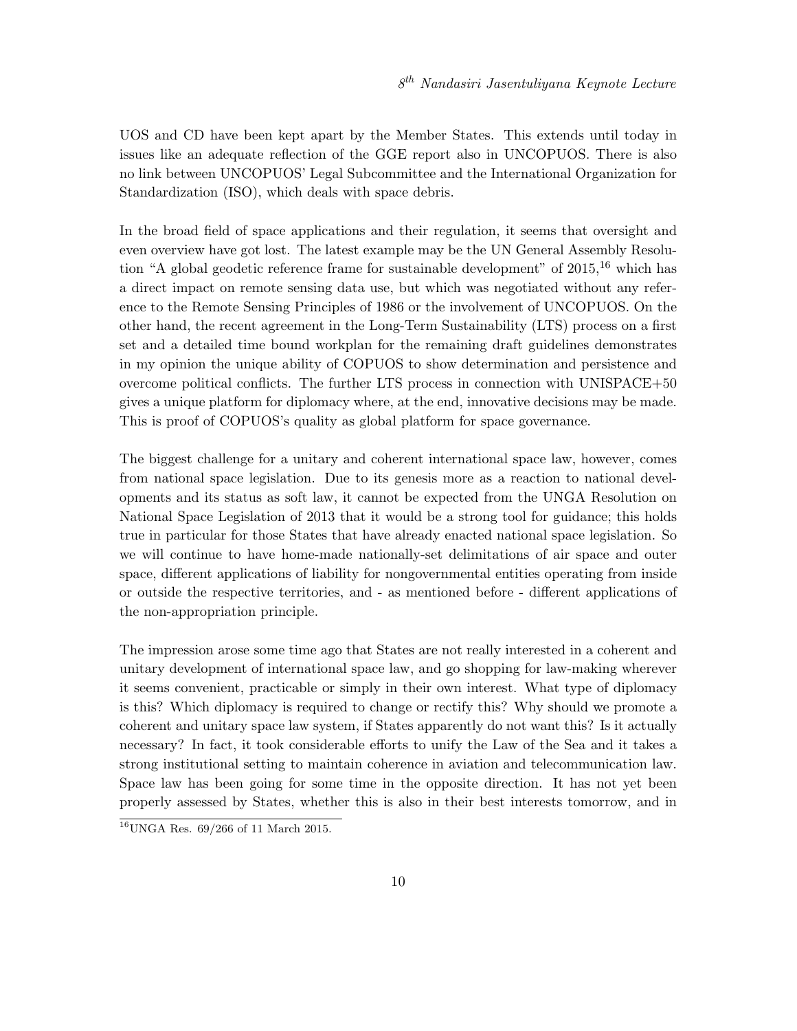UOS and CD have been kept apart by the Member States. This extends until today in issues like an adequate reflection of the GGE report also in UNCOPUOS. There is also no link between UNCOPUOS' Legal Subcommittee and the International Organization for Standardization (ISO), which deals with space debris.

In the broad field of space applications and their regulation, it seems that oversight and even overview have got lost. The latest example may be the UN General Assembly Resolution "A global geodetic reference frame for sustainable development" of 2015,[16] which has a direct impact on remote sensing data use, but which was negotiated without any reference to the Remote Sensing Principles of 1986 or the involvement of UNCOPUOS. On the other hand, the recent agreement in the Long-Term Sustainability (LTS) process on a first set and a detailed time bound workplan for the remaining draft guidelines demonstrates in my opinion the unique ability of COPUOS to show determination and persistence and overcome political conflicts. The further LTS process in connection with UNISPACE+50 gives a unique platform for diplomacy where, at the end, innovative decisions may be made. This is proof of COPUOS's quality as global platform for space governance.

The biggest challenge for a unitary and coherent international space law, however, comes from national space legislation. Due to its genesis more as a reaction to national developments and its status as soft law, it cannot be expected from the UNGA Resolution on National Space Legislation of 2013 that it would be a strong tool for guidance; this holds true in particular for those States that have already enacted national space legislation. So we will continue to have home-made nationally-set delimitations of air space and outer space, different applications of liability for nongovernmental entities operating from inside or outside the respective territories, and - as mentioned before - different applications of the non-appropriation principle.

The impression arose some time ago that States are not really interested in a coherent and unitary development of international space law, and go shopping for law-making wherever it seems convenient, practicable or simply in their own interest. What type of diplomacy is this? Which diplomacy is required to change or rectify this? Why should we promote a coherent and unitary space law system, if States apparently do not want this? Is it actually necessary? In fact, it took considerable efforts to unify the Law of the Sea and it takes a strong institutional setting to maintain coherence in aviation and telecommunication law. Space law has been going for some time in the opposite direction. It has not yet been properly assessed by States, whether this is also in their best interests tomorrow, and in

[16] UNGA Res. 69/266 of 11 March 2015.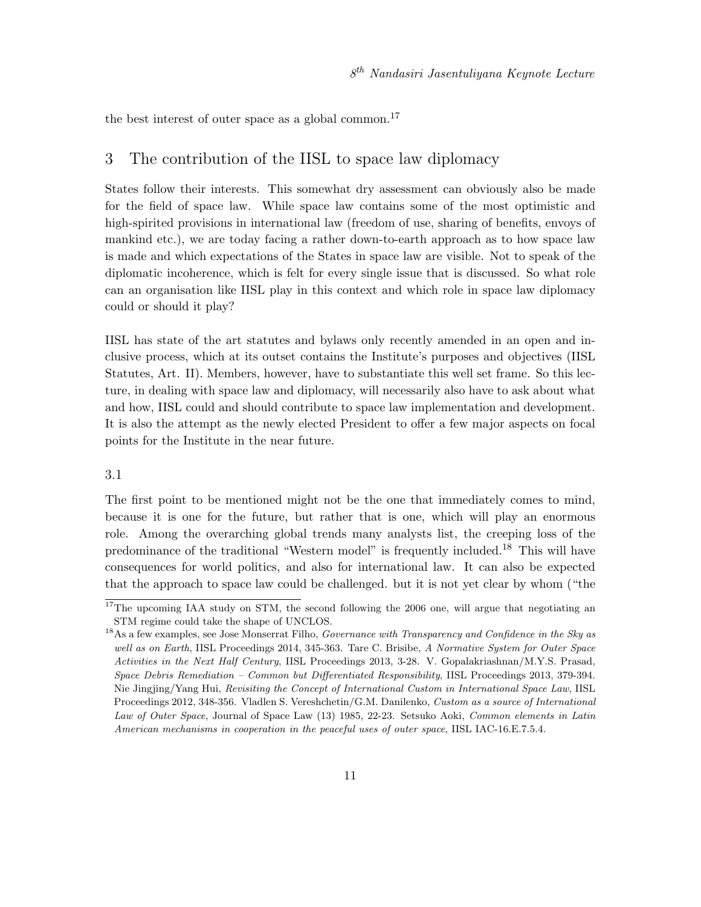the best interest of outer space as a global common.[17]

## 3 The contribution of the IISL to space law diplomacy

States follow their interests. This somewhat dry assessment can obviously also be made for the field of space law. While space law contains some of the most optimistic and high-spirited provisions in international law (freedom of use, sharing of benefits, envoys of mankind etc.), we are today facing a rather down-to-earth approach as to how space law is made and which expectations of the States in space law are visible. Not to speak of the diplomatic incoherence, which is felt for every single issue that is discussed. So what role can an organisation like IISL play in this context and which role in space law diplomacy could or should it play?

IISL has state of the art statutes and bylaws only recently amended in an open and inclusive process, which at its outset contains the Institute's purposes and objectives (IISL Statutes, Art. II). Members, however, have to substantiate this well set frame. So this lecture, in dealing with space law and diplomacy, will necessarily also have to ask about what and how, IISL could and should contribute to space law implementation and development. It is also the attempt as the newly elected President to offer a few major aspects on focal points for the Institute in the near future.

### 3.1

The first point to be mentioned might not be the one that immediately comes to mind, because it is one for the future, but rather that is one, which will play an enormous role. Among the overarching global trends many analysts list, the creeping loss of the predominance of the traditional "Western model" is frequently included.[18] This will have consequences for world politics, and also for international law. It can also be expected that the approach to space law could be challenged. but it is not yet clear by whom ("the

---

[17] The upcoming IAA study on STM, the second following the 2006 one, will argue that negotiating an STM regime could take the shape of UNCLOS.

[18] As a few examples, see Jose Monserrat Filho, *Governance with Transparency and Confidence in the Sky as well as on Earth*, IISL Proceedings 2014, 345-363. Tare C. Brisibe, *A Normative System for Outer Space Activities in the Next Half Century*, IISL Proceedings 2013, 3-28. V. Gopalakriashnan/M.Y.S. Prasad, *Space Debris Remediation – Common but Differentiated Responsibility*, IISL Proceedings 2013, 379-394. Nie Jingjing/Yang Hui, *Revisiting the Concept of International Custom in International Space Law*, IISL Proceedings 2012, 348-356. Vladlen S. Vereshchetin/G.M. Danilenko, *Custom as a source of International Law of Outer Space*, Journal of Space Law (13) 1985, 22-23. Setsuko Aoki, *Common elements in Latin American mechanisms in cooperation in the peaceful uses of outer space*, IISL IAC-16.E.7.5.4.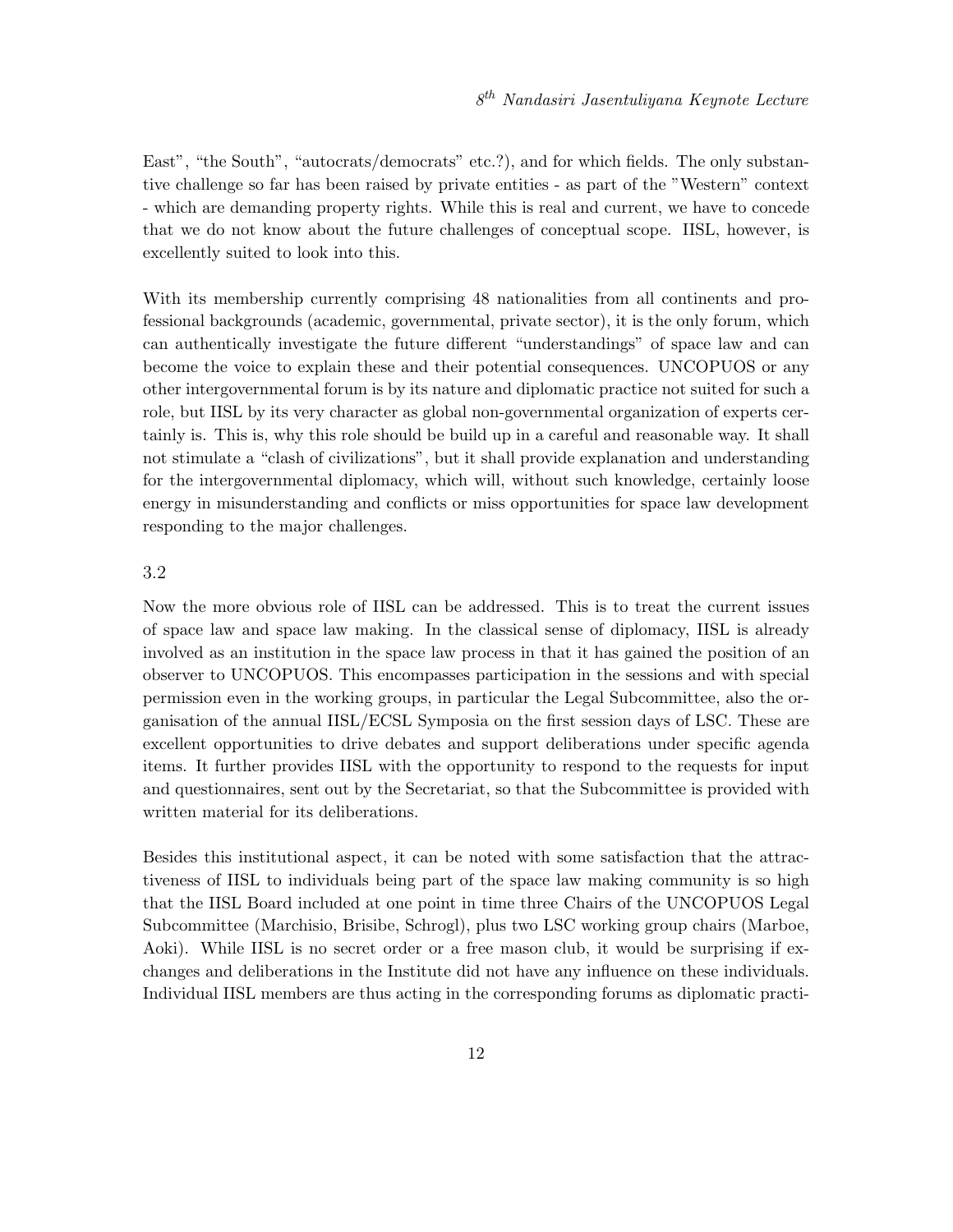East", "the South", "autocrats/democrats" etc.?), and for which fields. The only substantive challenge so far has been raised by private entities - as part of the "Western" context - which are demanding property rights. While this is real and current, we have to concede that we do not know about the future challenges of conceptual scope. IISL, however, is excellently suited to look into this.

With its membership currently comprising 48 nationalities from all continents and professional backgrounds (academic, governmental, private sector), it is the only forum, which can authentically investigate the future different "understandings" of space law and can become the voice to explain these and their potential consequences. UNCOPUOS or any other intergovernmental forum is by its nature and diplomatic practice not suited for such a role, but IISL by its very character as global non-governmental organization of experts certainly is. This is, why this role should be build up in a careful and reasonable way. It shall not stimulate a "clash of civilizations", but it shall provide explanation and understanding for the intergovernmental diplomacy, which will, without such knowledge, certainly loose energy in misunderstanding and conflicts or miss opportunities for space law development responding to the major challenges.

3.2

Now the more obvious role of IISL can be addressed. This is to treat the current issues of space law and space law making. In the classical sense of diplomacy, IISL is already involved as an institution in the space law process in that it has gained the position of an observer to UNCOPUOS. This encompasses participation in the sessions and with special permission even in the working groups, in particular the Legal Subcommittee, also the organisation of the annual IISL/ECSL Symposia on the first session days of LSC. These are excellent opportunities to drive debates and support deliberations under specific agenda items. It further provides IISL with the opportunity to respond to the requests for input and questionnaires, sent out by the Secretariat, so that the Subcommittee is provided with written material for its deliberations.

Besides this institutional aspect, it can be noted with some satisfaction that the attractiveness of IISL to individuals being part of the space law making community is so high that the IISL Board included at one point in time three Chairs of the UNCOPUOS Legal Subcommittee (Marchisio, Brisibe, Schrogl), plus two LSC working group chairs (Marboe, Aoki). While IISL is no secret order or a free mason club, it would be surprising if exchanges and deliberations in the Institute did not have any influence on these individuals. Individual IISL members are thus acting in the corresponding forums as diplomatic practi-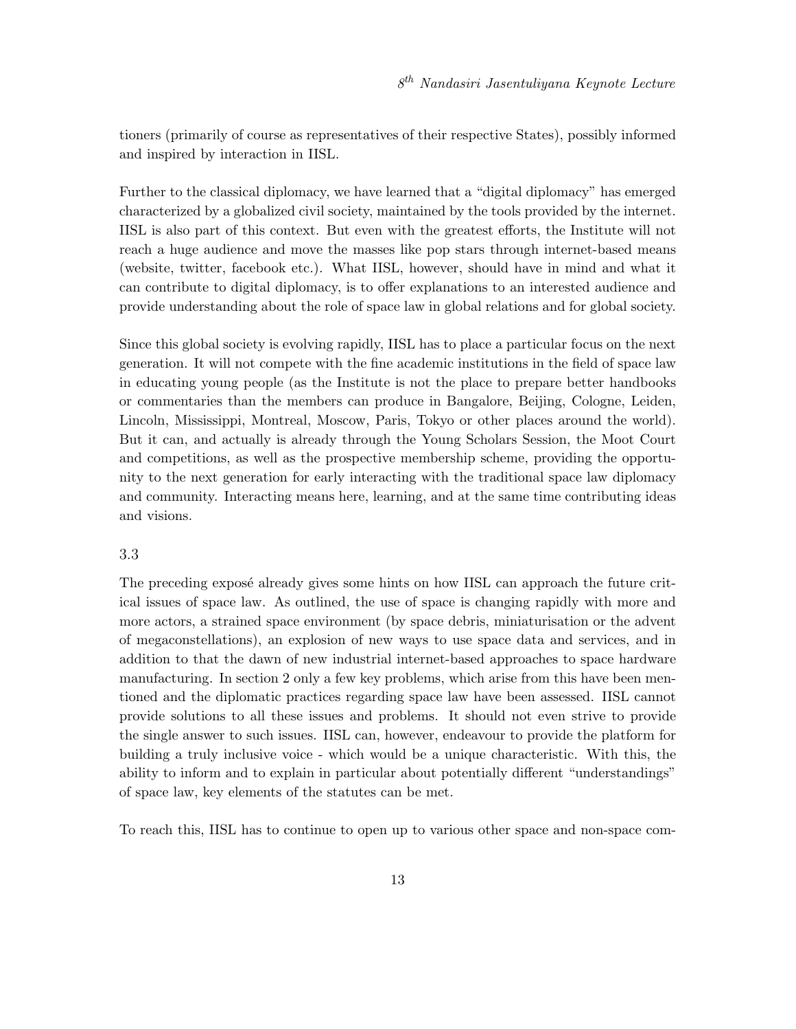tioners (primarily of course as representatives of their respective States), possibly informed and inspired by interaction in IISL.

Further to the classical diplomacy, we have learned that a "digital diplomacy" has emerged characterized by a globalized civil society, maintained by the tools provided by the internet. IISL is also part of this context. But even with the greatest efforts, the Institute will not reach a huge audience and move the masses like pop stars through internet-based means (website, twitter, facebook etc.). What IISL, however, should have in mind and what it can contribute to digital diplomacy, is to offer explanations to an interested audience and provide understanding about the role of space law in global relations and for global society.

Since this global society is evolving rapidly, IISL has to place a particular focus on the next generation. It will not compete with the fine academic institutions in the field of space law in educating young people (as the Institute is not the place to prepare better handbooks or commentaries than the members can produce in Bangalore, Beijing, Cologne, Leiden, Lincoln, Mississippi, Montreal, Moscow, Paris, Tokyo or other places around the world). But it can, and actually is already through the Young Scholars Session, the Moot Court and competitions, as well as the prospective membership scheme, providing the opportunity to the next generation for early interacting with the traditional space law diplomacy and community. Interacting means here, learning, and at the same time contributing ideas and visions.

3.3

The preceding exposé already gives some hints on how IISL can approach the future critical issues of space law. As outlined, the use of space is changing rapidly with more and more actors, a strained space environment (by space debris, miniaturisation or the advent of megaconstellations), an explosion of new ways to use space data and services, and in addition to that the dawn of new industrial internet-based approaches to space hardware manufacturing. In section 2 only a few key problems, which arise from this have been mentioned and the diplomatic practices regarding space law have been assessed. IISL cannot provide solutions to all these issues and problems. It should not even strive to provide the single answer to such issues. IISL can, however, endeavour to provide the platform for building a truly inclusive voice - which would be a unique characteristic. With this, the ability to inform and to explain in particular about potentially different "understandings" of space law, key elements of the statutes can be met.

To reach this, IISL has to continue to open up to various other space and non-space com-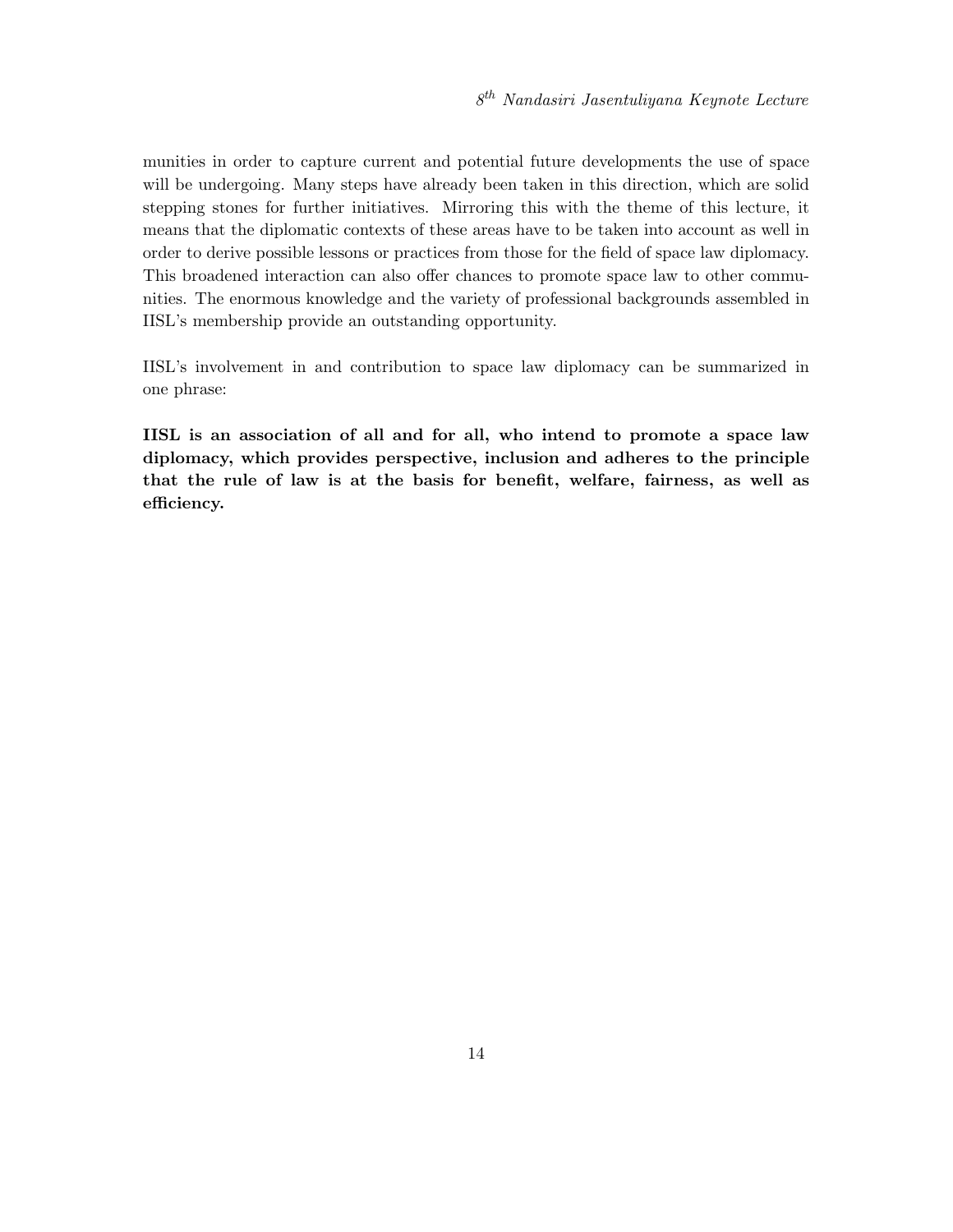munities in order to capture current and potential future developments the use of space will be undergoing. Many steps have already been taken in this direction, which are solid stepping stones for further initiatives. Mirroring this with the theme of this lecture, it means that the diplomatic contexts of these areas have to be taken into account as well in order to derive possible lessons or practices from those for the field of space law diplomacy. This broadened interaction can also offer chances to promote space law to other communities. The enormous knowledge and the variety of professional backgrounds assembled in IISL's membership provide an outstanding opportunity.

IISL's involvement in and contribution to space law diplomacy can be summarized in one phrase:

**IISL is an association of all and for all, who intend to promote a space law diplomacy, which provides perspective, inclusion and adheres to the principle that the rule of law is at the basis for benefit, welfare, fairness, as well as efficiency.**